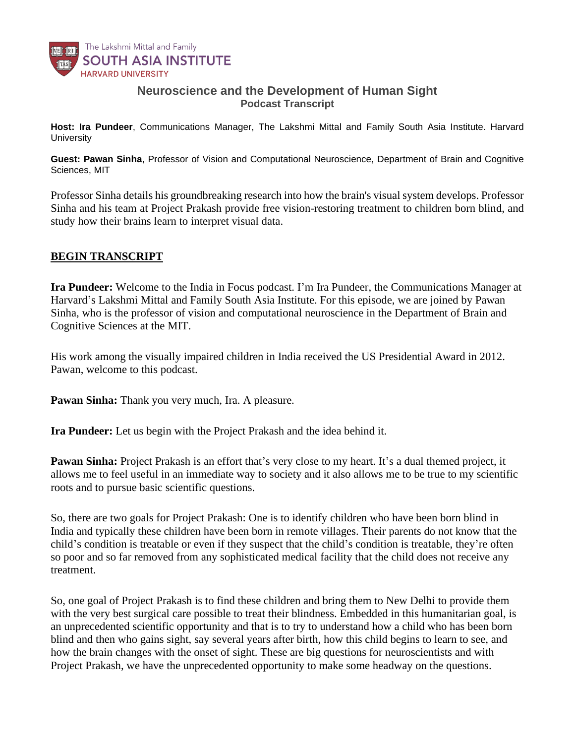The Lakshmi Mittal and Family
SOUTH ASIA INSTITUTE
HARVARD UNIVERSITY

# Neuroscience and the Development of Human Sight

**Podcast Transcript**

**Host: Ira Pundeer**, Communications Manager, The Lakshmi Mittal and Family South Asia Institute. Harvard University

**Guest: Pawan Sinha**, Professor of Vision and Computational Neuroscience, Department of Brain and Cognitive Sciences, MIT

Professor Sinha details his groundbreaking research into how the brain's visual system develops. Professor Sinha and his team at Project Prakash provide free vision-restoring treatment to children born blind, and study how their brains learn to interpret visual data.

## BEGIN TRANSCRIPT

**Ira Pundeer:** Welcome to the India in Focus podcast. I'm Ira Pundeer, the Communications Manager at Harvard's Lakshmi Mittal and Family South Asia Institute. For this episode, we are joined by Pawan Sinha, who is the professor of vision and computational neuroscience in the Department of Brain and Cognitive Sciences at the MIT.

His work among the visually impaired children in India received the US Presidential Award in 2012. Pawan, welcome to this podcast.

**Pawan Sinha:** Thank you very much, Ira. A pleasure.

**Ira Pundeer:** Let us begin with the Project Prakash and the idea behind it.

**Pawan Sinha:** Project Prakash is an effort that's very close to my heart. It's a dual themed project, it allows me to feel useful in an immediate way to society and it also allows me to be true to my scientific roots and to pursue basic scientific questions.

So, there are two goals for Project Prakash: One is to identify children who have been born blind in India and typically these children have been born in remote villages. Their parents do not know that the child's condition is treatable or even if they suspect that the child's condition is treatable, they're often so poor and so far removed from any sophisticated medical facility that the child does not receive any treatment.

So, one goal of Project Prakash is to find these children and bring them to New Delhi to provide them with the very best surgical care possible to treat their blindness. Embedded in this humanitarian goal, is an unprecedented scientific opportunity and that is to try to understand how a child who has been born blind and then who gains sight, say several years after birth, how this child begins to learn to see, and how the brain changes with the onset of sight. These are big questions for neuroscientists and with Project Prakash, we have the unprecedented opportunity to make some headway on the questions.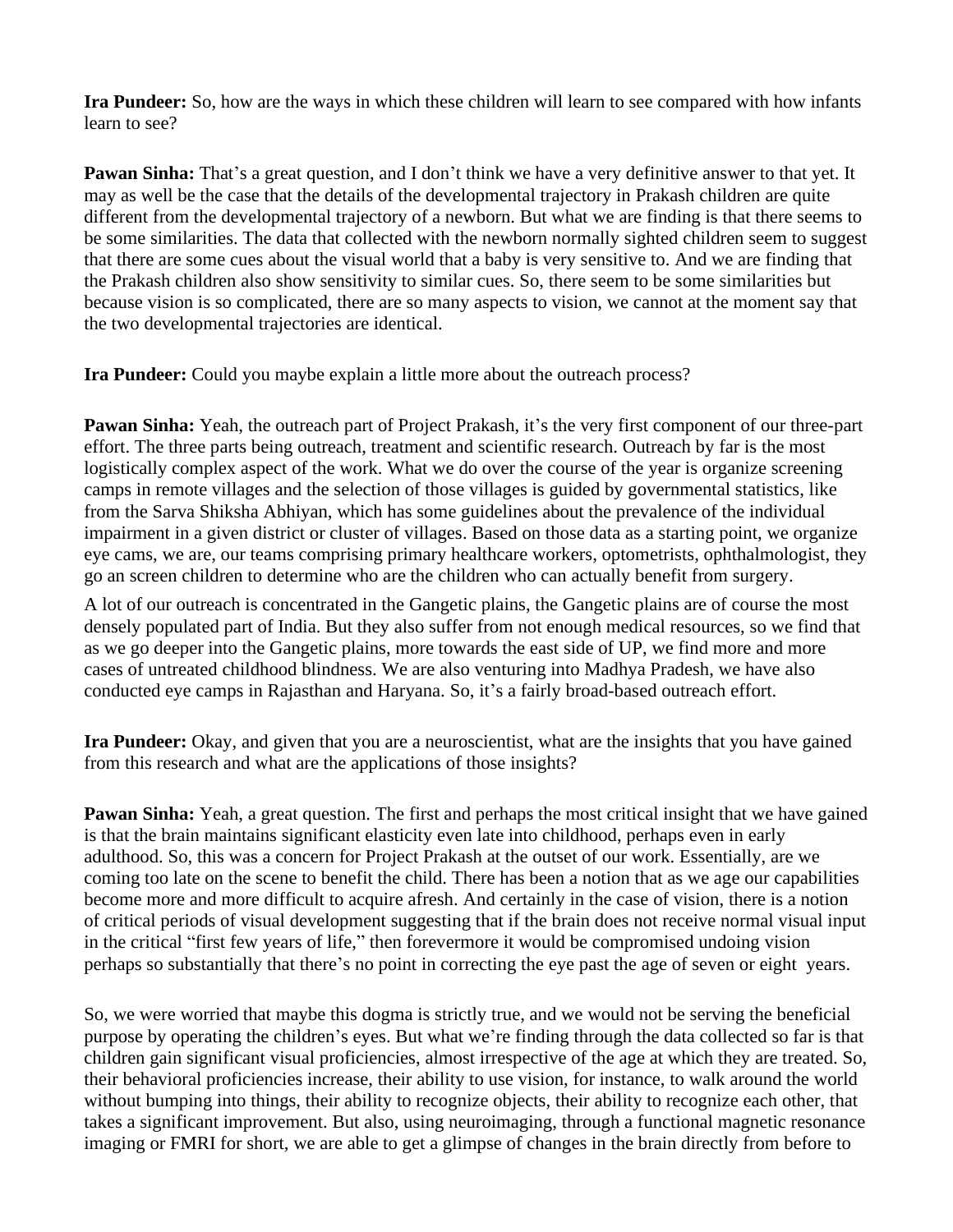**Ira Pundeer:** So, how are the ways in which these children will learn to see compared with how infants learn to see?

**Pawan Sinha:** That's a great question, and I don't think we have a very definitive answer to that yet. It may as well be the case that the details of the developmental trajectory in Prakash children are quite different from the developmental trajectory of a newborn. But what we are finding is that there seems to be some similarities. The data that collected with the newborn normally sighted children seem to suggest that there are some cues about the visual world that a baby is very sensitive to. And we are finding that the Prakash children also show sensitivity to similar cues. So, there seem to be some similarities but because vision is so complicated, there are so many aspects to vision, we cannot at the moment say that the two developmental trajectories are identical.

**Ira Pundeer:** Could you maybe explain a little more about the outreach process?

**Pawan Sinha:** Yeah, the outreach part of Project Prakash, it's the very first component of our three-part effort. The three parts being outreach, treatment and scientific research. Outreach by far is the most logistically complex aspect of the work. What we do over the course of the year is organize screening camps in remote villages and the selection of those villages is guided by governmental statistics, like from the Sarva Shiksha Abhiyan, which has some guidelines about the prevalence of the individual impairment in a given district or cluster of villages. Based on those data as a starting point, we organize eye cams, we are, our teams comprising primary healthcare workers, optometrists, ophthalmologist, they go an screen children to determine who are the children who can actually benefit from surgery.

A lot of our outreach is concentrated in the Gangetic plains, the Gangetic plains are of course the most densely populated part of India. But they also suffer from not enough medical resources, so we find that as we go deeper into the Gangetic plains, more towards the east side of UP, we find more and more cases of untreated childhood blindness. We are also venturing into Madhya Pradesh, we have also conducted eye camps in Rajasthan and Haryana. So, it's a fairly broad-based outreach effort.

**Ira Pundeer:** Okay, and given that you are a neuroscientist, what are the insights that you have gained from this research and what are the applications of those insights?

**Pawan Sinha:** Yeah, a great question. The first and perhaps the most critical insight that we have gained is that the brain maintains significant elasticity even late into childhood, perhaps even in early adulthood. So, this was a concern for Project Prakash at the outset of our work. Essentially, are we coming too late on the scene to benefit the child. There has been a notion that as we age our capabilities become more and more difficult to acquire afresh. And certainly in the case of vision, there is a notion of critical periods of visual development suggesting that if the brain does not receive normal visual input in the critical "first few years of life," then forevermore it would be compromised undoing vision perhaps so substantially that there's no point in correcting the eye past the age of seven or eight years.

So, we were worried that maybe this dogma is strictly true, and we would not be serving the beneficial purpose by operating the children's eyes. But what we're finding through the data collected so far is that children gain significant visual proficiencies, almost irrespective of the age at which they are treated. So, their behavioral proficiencies increase, their ability to use vision, for instance, to walk around the world without bumping into things, their ability to recognize objects, their ability to recognize each other, that takes a significant improvement. But also, using neuroimaging, through a functional magnetic resonance imaging or FMRI for short, we are able to get a glimpse of changes in the brain directly from before to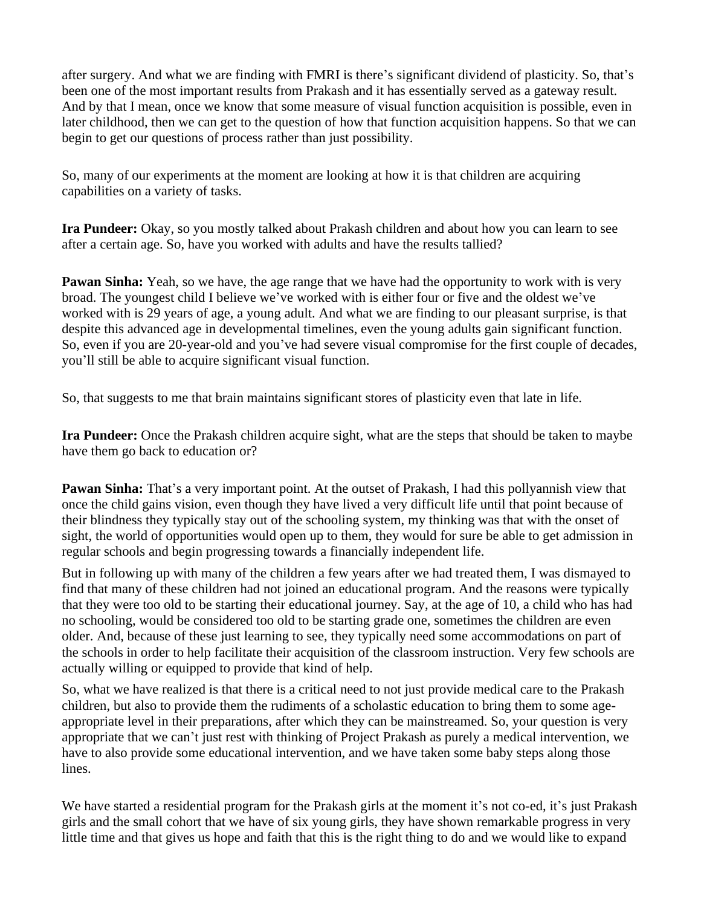after surgery. And what we are finding with FMRI is there's significant dividend of plasticity. So, that's been one of the most important results from Prakash and it has essentially served as a gateway result. And by that I mean, once we know that some measure of visual function acquisition is possible, even in later childhood, then we can get to the question of how that function acquisition happens. So that we can begin to get our questions of process rather than just possibility.

So, many of our experiments at the moment are looking at how it is that children are acquiring capabilities on a variety of tasks.

**Ira Pundeer:** Okay, so you mostly talked about Prakash children and about how you can learn to see after a certain age. So, have you worked with adults and have the results tallied?

**Pawan Sinha:** Yeah, so we have, the age range that we have had the opportunity to work with is very broad. The youngest child I believe we've worked with is either four or five and the oldest we've worked with is 29 years of age, a young adult. And what we are finding to our pleasant surprise, is that despite this advanced age in developmental timelines, even the young adults gain significant function. So, even if you are 20-year-old and you've had severe visual compromise for the first couple of decades, you'll still be able to acquire significant visual function.

So, that suggests to me that brain maintains significant stores of plasticity even that late in life.

**Ira Pundeer:** Once the Prakash children acquire sight, what are the steps that should be taken to maybe have them go back to education or?

**Pawan Sinha:** That's a very important point. At the outset of Prakash, I had this pollyannish view that once the child gains vision, even though they have lived a very difficult life until that point because of their blindness they typically stay out of the schooling system, my thinking was that with the onset of sight, the world of opportunities would open up to them, they would for sure be able to get admission in regular schools and begin progressing towards a financially independent life.

But in following up with many of the children a few years after we had treated them, I was dismayed to find that many of these children had not joined an educational program. And the reasons were typically that they were too old to be starting their educational journey. Say, at the age of 10, a child who has had no schooling, would be considered too old to be starting grade one, sometimes the children are even older. And, because of these just learning to see, they typically need some accommodations on part of the schools in order to help facilitate their acquisition of the classroom instruction. Very few schools are actually willing or equipped to provide that kind of help.

So, what we have realized is that there is a critical need to not just provide medical care to the Prakash children, but also to provide them the rudiments of a scholastic education to bring them to some age-appropriate level in their preparations, after which they can be mainstreamed. So, your question is very appropriate that we can't just rest with thinking of Project Prakash as purely a medical intervention, we have to also provide some educational intervention, and we have taken some baby steps along those lines.

We have started a residential program for the Prakash girls at the moment it's not co-ed, it's just Prakash girls and the small cohort that we have of six young girls, they have shown remarkable progress in very little time and that gives us hope and faith that this is the right thing to do and we would like to expand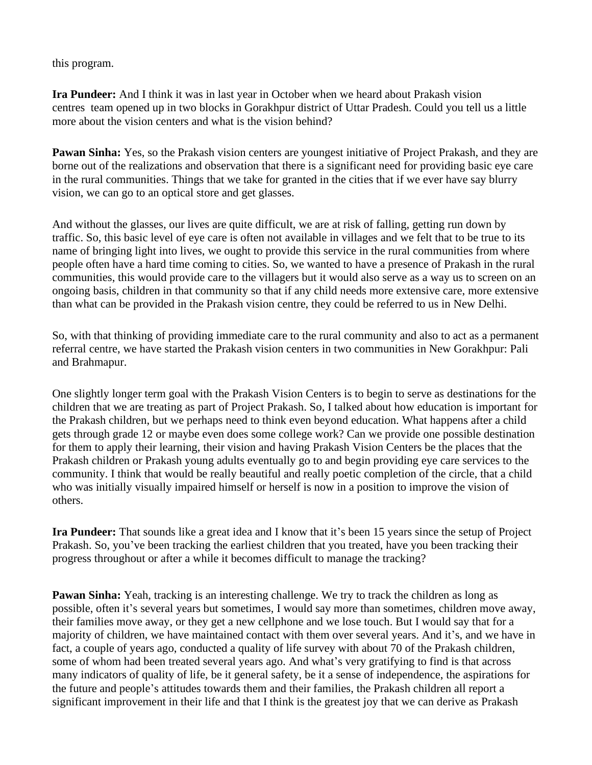this program.

**Ira Pundeer:** And I think it was in last year in October when we heard about Prakash vision centres team opened up in two blocks in Gorakhpur district of Uttar Pradesh. Could you tell us a little more about the vision centers and what is the vision behind?

**Pawan Sinha:** Yes, so the Prakash vision centers are youngest initiative of Project Prakash, and they are borne out of the realizations and observation that there is a significant need for providing basic eye care in the rural communities. Things that we take for granted in the cities that if we ever have say blurry vision, we can go to an optical store and get glasses.

And without the glasses, our lives are quite difficult, we are at risk of falling, getting run down by traffic. So, this basic level of eye care is often not available in villages and we felt that to be true to its name of bringing light into lives, we ought to provide this service in the rural communities from where people often have a hard time coming to cities. So, we wanted to have a presence of Prakash in the rural communities, this would provide care to the villagers but it would also serve as a way us to screen on an ongoing basis, children in that community so that if any child needs more extensive care, more extensive than what can be provided in the Prakash vision centre, they could be referred to us in New Delhi.

So, with that thinking of providing immediate care to the rural community and also to act as a permanent referral centre, we have started the Prakash vision centers in two communities in New Gorakhpur: Pali and Brahmapur.

One slightly longer term goal with the Prakash Vision Centers is to begin to serve as destinations for the children that we are treating as part of Project Prakash. So, I talked about how education is important for the Prakash children, but we perhaps need to think even beyond education. What happens after a child gets through grade 12 or maybe even does some college work? Can we provide one possible destination for them to apply their learning, their vision and having Prakash Vision Centers be the places that the Prakash children or Prakash young adults eventually go to and begin providing eye care services to the community. I think that would be really beautiful and really poetic completion of the circle, that a child who was initially visually impaired himself or herself is now in a position to improve the vision of others.

**Ira Pundeer:** That sounds like a great idea and I know that it's been 15 years since the setup of Project Prakash. So, you've been tracking the earliest children that you treated, have you been tracking their progress throughout or after a while it becomes difficult to manage the tracking?

**Pawan Sinha:** Yeah, tracking is an interesting challenge. We try to track the children as long as possible, often it's several years but sometimes, I would say more than sometimes, children move away, their families move away, or they get a new cellphone and we lose touch. But I would say that for a majority of children, we have maintained contact with them over several years. And it's, and we have in fact, a couple of years ago, conducted a quality of life survey with about 70 of the Prakash children, some of whom had been treated several years ago. And what's very gratifying to find is that across many indicators of quality of life, be it general safety, be it a sense of independence, the aspirations for the future and people's attitudes towards them and their families, the Prakash children all report a significant improvement in their life and that I think is the greatest joy that we can derive as Prakash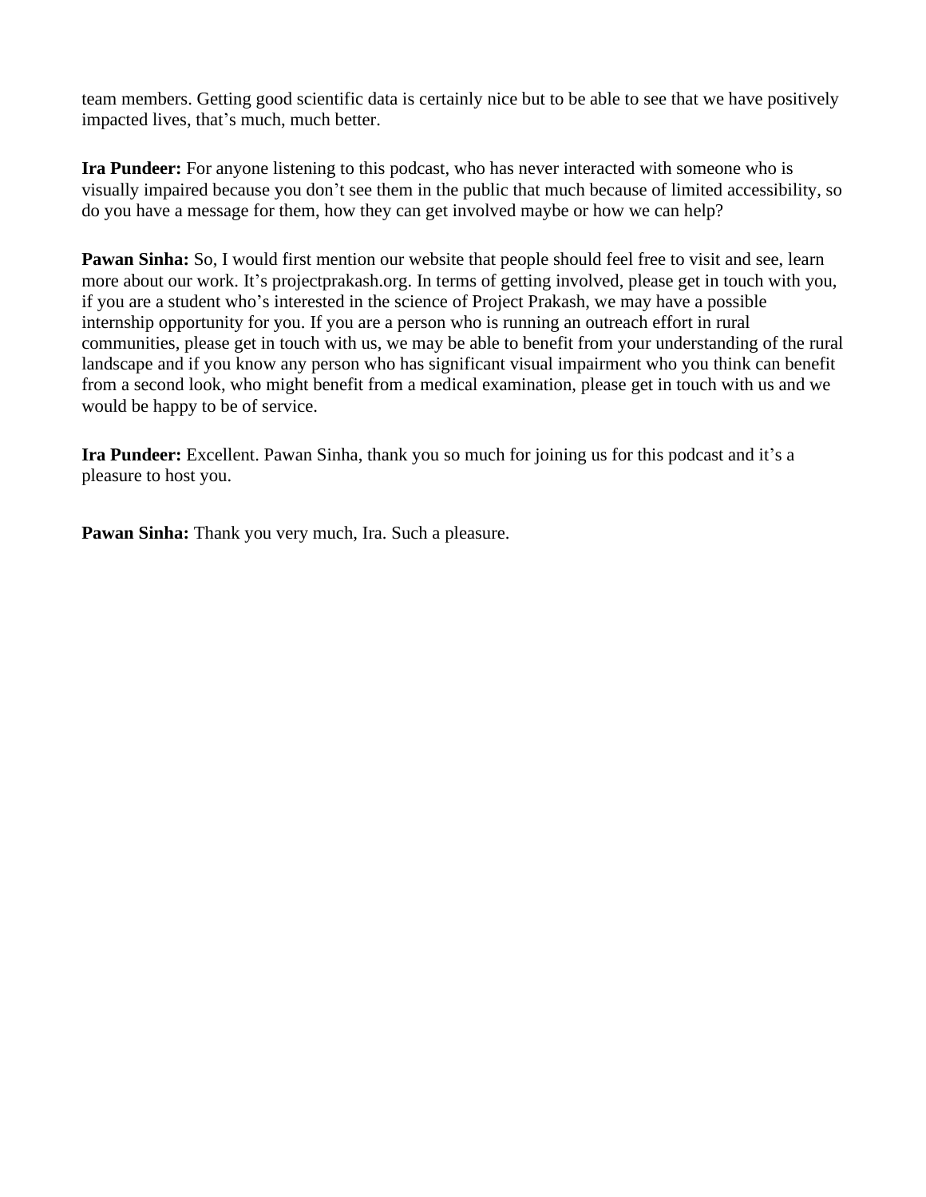team members. Getting good scientific data is certainly nice but to be able to see that we have positively impacted lives, that's much, much better.

**Ira Pundeer:** For anyone listening to this podcast, who has never interacted with someone who is visually impaired because you don't see them in the public that much because of limited accessibility, so do you have a message for them, how they can get involved maybe or how we can help?

**Pawan Sinha:** So, I would first mention our website that people should feel free to visit and see, learn more about our work. It's projectprakash.org. In terms of getting involved, please get in touch with you, if you are a student who's interested in the science of Project Prakash, we may have a possible internship opportunity for you. If you are a person who is running an outreach effort in rural communities, please get in touch with us, we may be able to benefit from your understanding of the rural landscape and if you know any person who has significant visual impairment who you think can benefit from a second look, who might benefit from a medical examination, please get in touch with us and we would be happy to be of service.

**Ira Pundeer:** Excellent. Pawan Sinha, thank you so much for joining us for this podcast and it's a pleasure to host you.

**Pawan Sinha:** Thank you very much, Ira. Such a pleasure.